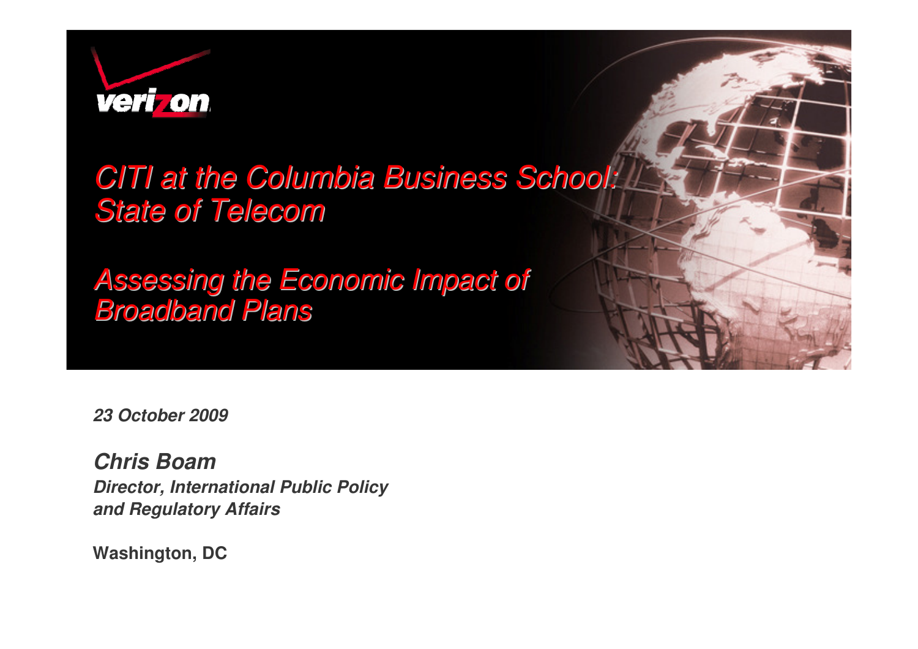verizon

# CITI at the Columbia Business School: State of Telecom

## Assessing the Economic Impact of Broadband Plans

***23 October 2009***

***Chris Boam***
***Director, International Public Policy and Regulatory Affairs***

**Washington, DC**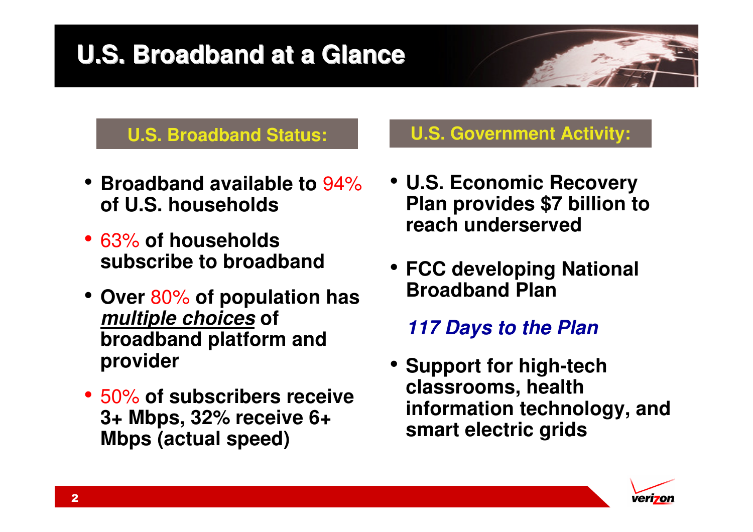# U.S. Broadband at a Glance

## U.S. Broadband Status:

- **Broadband available to 94% of U.S. households**
- **63% of households subscribe to broadband**
- **Over 80% of population has *multiple choices* of broadband platform and provider**
- **50% of subscribers receive 3+ Mbps, 32% receive 6+ Mbps (actual speed)**

## U.S. Government Activity:

- **U.S. Economic Recovery Plan provides $7 billion to reach underserved**
- **FCC developing National Broadband Plan**

  ***117 Days to the Plan***

- **Support for high-tech classrooms, health information technology, and smart electric grids**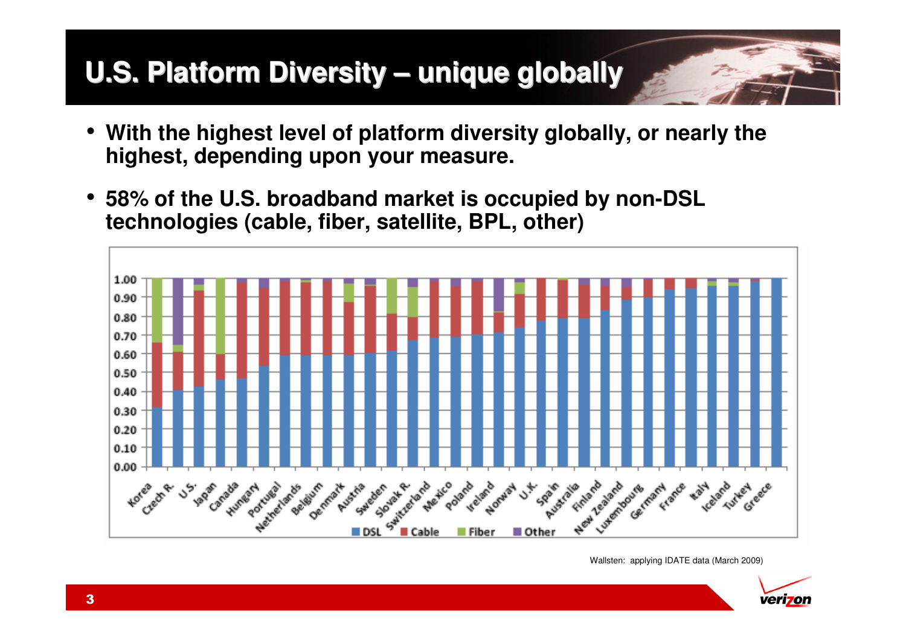# U.S. Platform Diversity – unique globally

- With the highest level of platform diversity globally, or nearly the highest, depending upon your measure.
- 58% of the U.S. broadband market is occupied by non-DSL technologies (cable, fiber, satellite, BPL, other)

Wallsten: applying IDATE data (March 2009)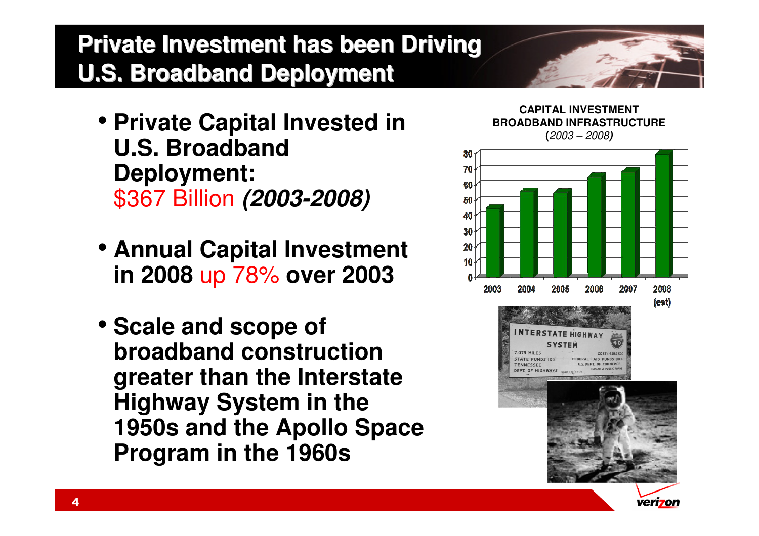# Private Investment has been Driving U.S. Broadband Deployment

- **Private Capital Invested in U.S. Broadband Deployment:** $367 Billion ***(2003-2008)***
- **Annual Capital Investment in 2008** up 78% **over 2003**
- **Scale and scope of broadband construction greater than the Interstate Highway System in the 1950s and the Apollo Space Program in the 1960s**

**CAPITAL INVESTMENT BROADBAND INFRASTRUCTURE**
*(2003 – 2008)*

| Year | Capital Investment (approx.) |
|---|---|
| 2003 | ~44 |
| 2004 | ~55 |
| 2005 | ~54 |
| 2006 | ~64 |
| 2007 | ~67 |
| 2008 (est) | ~79 |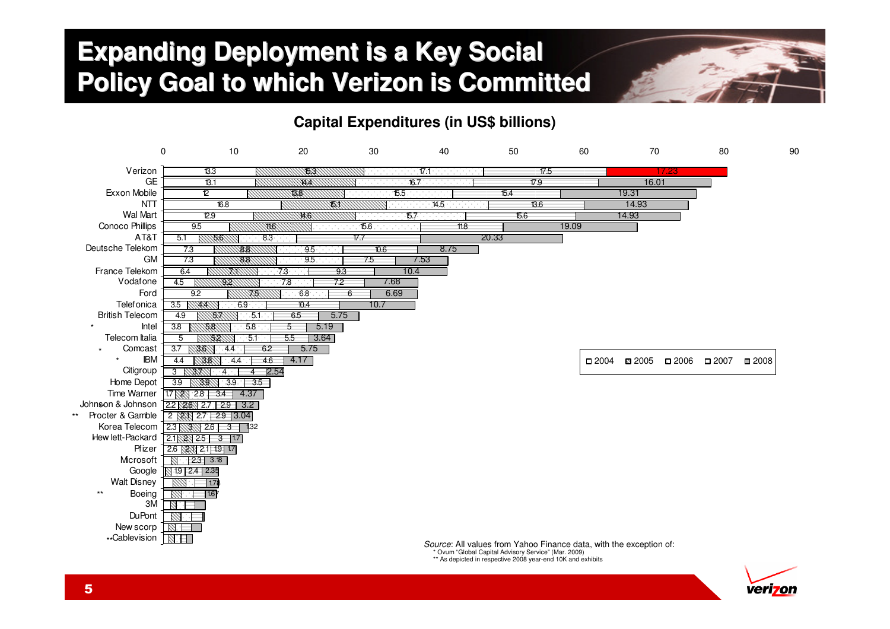# Expanding Deployment is a Key Social Policy Goal to which Verizon is Committed

**Capital Expenditures (in US$ billions)**

| Company | 2004 | 2005 | 2006 | 2007 | 2008 |
|---|---|---|---|---|---|
| Verizon | 13.3 | 15.3 | 17.1 | 17.5 | 17.23 |
| GE | 13.1 | 14.4 | 16.7 | 17.9 | 16.01 |
| Exxon Mobile | 12 | 13.8 | 15.5 | 15.4 | 19.31 |
| NTT | 16.8 | 15.1 | 14.5 | 13.6 | 14.93 |
| Wal Mart | 12.9 | 14.6 | 15.7 | 15.6 | 14.93 |
| Conoco Phillips | 9.5 | 11.6 | 15.6 | 11.8 | 19.09 |
| AT&T | 5.1 | 5.6 | 8.3 | 17.7 | 20.33 |
| Deutsche Telekom | 7.3 | 8.8 | 9.5 | 10.6 | 8.75 |
| GM | 7.3 | 8.8 | 9.5 | 7.5 | 7.53 |
| France Telekom | 6.4 | 7.1 | 7.3 | 9.3 | 10.4 |
| Vodafone | 4.5 | 9.2 | 7.8 | 7.2 | 7.68 |
| Ford | 9.2 | 7.5 | 6.8 | 6 | 6.69 |
| Telefonica | 3.5 | 4.4 | 6.9 | 10.4 | 10.7 |
| British Telecom | 4.9 | 5.7 | 5.1 | 6.5 | 5.75 |
| * Intel | 3.8 | 5.8 | 5.8 | 5 | 5.19 |
| Telecom Italia | 5 | 5.2 | 5.1 | 5.5 | 3.64 |
| * Comcast | 3.7 | 3.6 | 4.4 | 6.2 | 5.75 |
| * IBM | 4.4 | 3.8 | 4.4 | 4.6 | 4.17 |
| Citigroup | 3 | 3.7 | 4 | 4 | 2.54 |
| Home Depot | 3.9 | 3.9 | 3.9 | 3.5 | |
| Time Warner | 1.7 | 2 | 2.8 | 3.4 | 4.37 |
| Johnson & Johnson | 2.2 | 2.6 | 2.7 | 2.9 | 3.2 |
| ** Procter & Gamble | 2 | 2.1 | 2.7 | 2.9 | 3.04 |
| Korea Telecom | 2.3 | 3 | 2.6 | 3 | 1.32 |
| Hewlett-Packard | 2.1 | 2 | 2.5 | 3 | 1.7 |
| Pfizer | 2.6 | 2.1 | 2.1 | 1.9 | 1.7 |
| Microsoft | | | 2.3 | 3.18 | |
| Google | | 1.9 | 2.4 | 2.35 | |
| Walt Disney | | | | 1.78 | |
| ** Boeing | | | | 1.67 | |
| 3M | | | | | |
| DuPont | | | | | |
| Newscorp | | | | | |
| **Cablevision | | | | | |

*Source*: All values from Yahoo Finance data, with the exception of:
* Ovum "Global Capital Advisory Service" (Mar. 2009)
** As depicted in respective 2008 year-end 10K and exhibits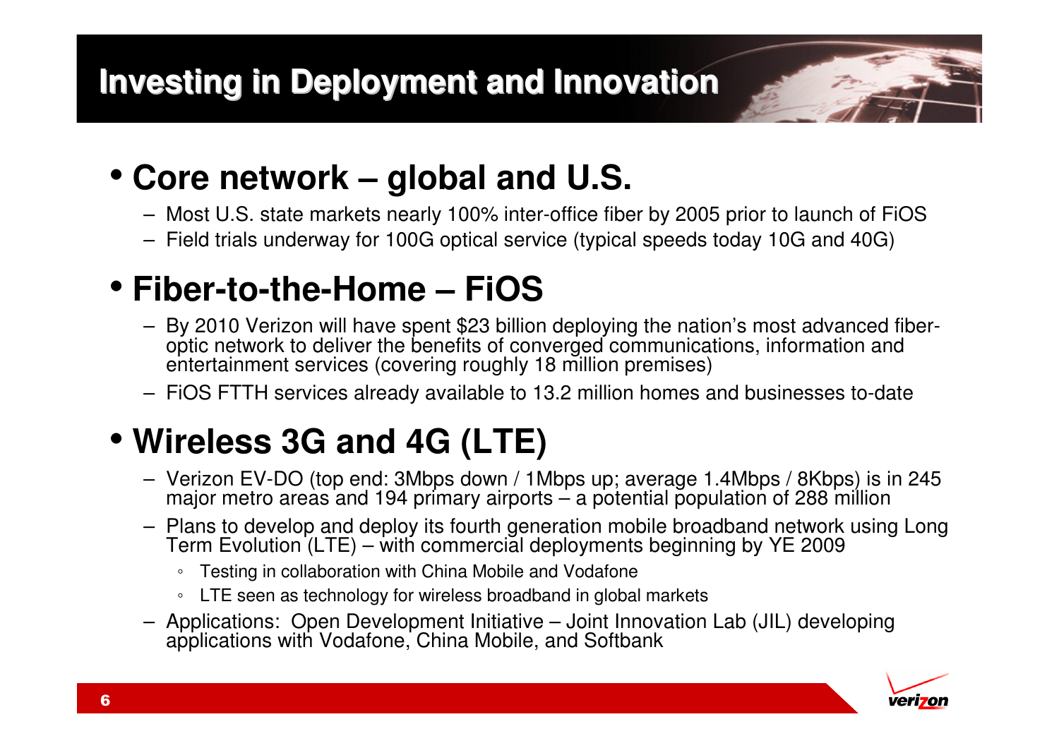# Investing in Deployment and Innovation

- **Core network – global and U.S.**
  - Most U.S. state markets nearly 100% inter-office fiber by 2005 prior to launch of FiOS
  - Field trials underway for 100G optical service (typical speeds today 10G and 40G)

- **Fiber-to-the-Home – FiOS**
  - By 2010 Verizon will have spent $23 billion deploying the nation's most advanced fiber-optic network to deliver the benefits of converged communications, information and entertainment services (covering roughly 18 million premises)
  - FiOS FTTH services already available to 13.2 million homes and businesses to-date

- **Wireless 3G and 4G (LTE)**
  - Verizon EV-DO (top end: 3Mbps down / 1Mbps up; average 1.4Mbps / 8Kbps) is in 245 major metro areas and 194 primary airports – a potential population of 288 million
  - Plans to develop and deploy its fourth generation mobile broadband network using Long Term Evolution (LTE) – with commercial deployments beginning by YE 2009
    - Testing in collaboration with China Mobile and Vodafone
    - LTE seen as technology for wireless broadband in global markets
  - Applications: Open Development Initiative – Joint Innovation Lab (JIL) developing applications with Vodafone, China Mobile, and Softbank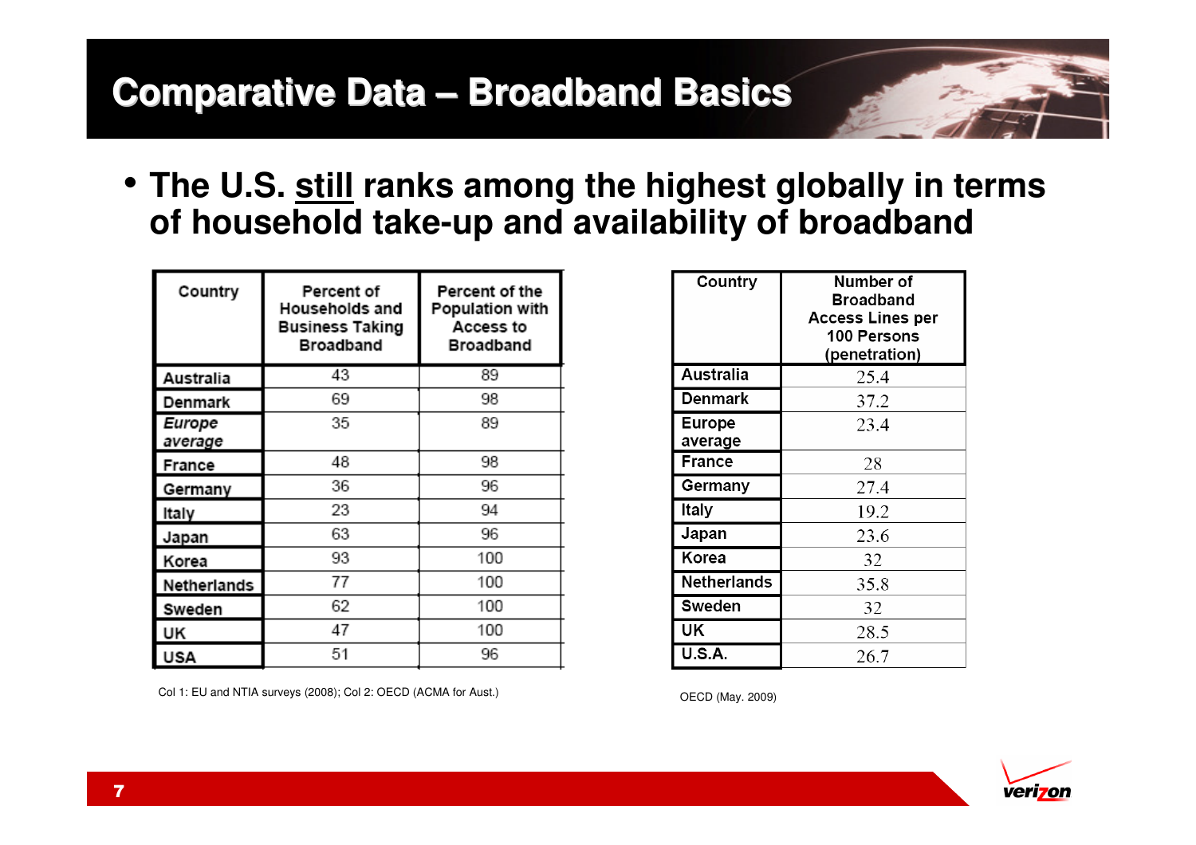# Comparative Data – Broadband Basics

- **The U.S. <u>still</u> ranks among the highest globally in terms of household take-up and availability of broadband**

| Country | Percent of Households and Business Taking Broadband | Percent of the Population with Access to Broadband |
|---|---|---|
| Australia | 43 | 89 |
| Denmark | 69 | 98 |
| *Europe average* | 35 | 89 |
| France | 48 | 98 |
| Germany | 36 | 96 |
| Italy | 23 | 94 |
| Japan | 63 | 96 |
| Korea | 93 | 100 |
| Netherlands | 77 | 100 |
| Sweden | 62 | 100 |
| UK | 47 | 100 |
| USA | 51 | 96 |

Col 1: EU and NTIA surveys (2008); Col 2: OECD (ACMA for Aust.)

| Country | Number of Broadband Access Lines per 100 Persons (penetration) |
|---|---|
| Australia | 25.4 |
| Denmark | 37.2 |
| Europe average | 23.4 |
| France | 28 |
| Germany | 27.4 |
| Italy | 19.2 |
| Japan | 23.6 |
| Korea | 32 |
| Netherlands | 35.8 |
| Sweden | 32 |
| UK | 28.5 |
| U.S.A. | 26.7 |

OECD (May. 2009)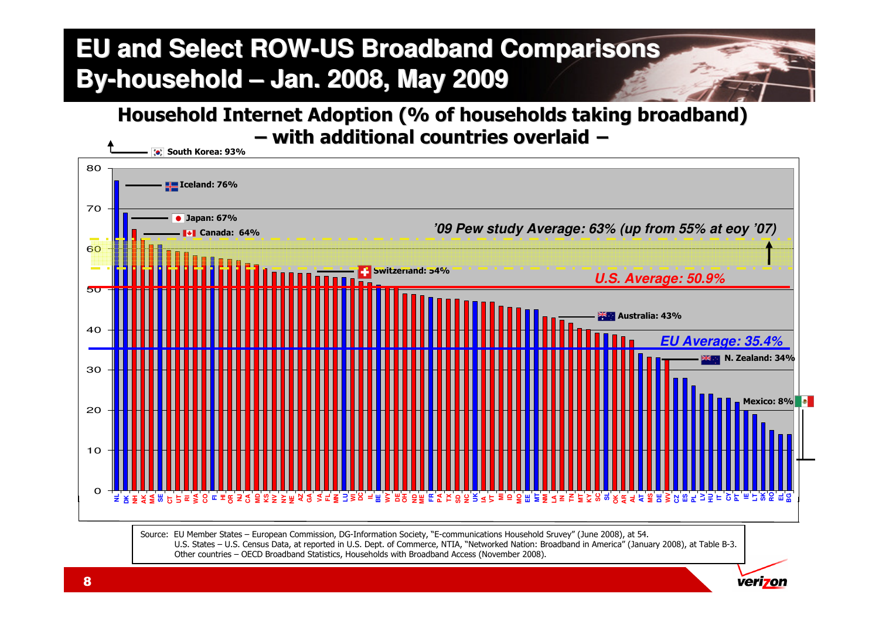# EU and Select ROW-US Broadband Comparisons By-household – Jan. 2008, May 2009

## Household Internet Adoption (% of households taking broadband) – with additional countries overlaid –

South Korea: 93%

Iceland: 76%

Japan: 67%

Canada: 64%

'09 Pew study Average: 63% (up from 55% at eoy '07)

Switzerland: 54%

U.S. Average: 50.9%

Australia: 43%

EU Average: 35.4%

N. Zealand: 34%

Mexico: 8%

NL DK NH AK MA SE CT UT RI WA CO FI HI OR NJ CA MD KS NV NY NE AZ GA VA FL MN LU WI DC IL BE WY DE OH ND ME FR PA TX SD NC UK IA VT MI ID MO EE MT NM LA IN TN MT KY SC SI OK AR AL AT MS DE WV CZ ES PL LV HU IT CY PT IE LT SK RO EL BG

Source: EU Member States – European Commission, DG-Information Society, "E-communications Household Sruvey" (June 2008), at 54.
U.S. States – U.S. Census Data, at reported in U.S. Dept. of Commerce, NTIA, "Networked Nation: Broadband in America" (January 2008), at Table B-3.
Other countries – OECD Broadband Statistics, Households with Broadband Access (November 2008).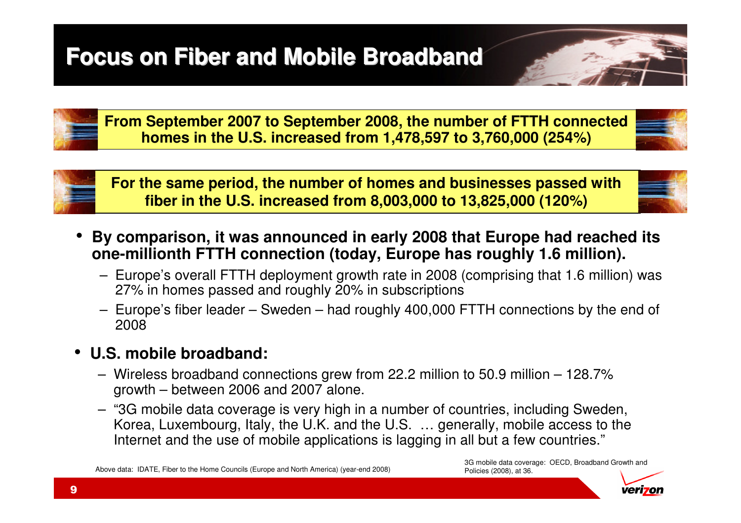# Focus on Fiber and Mobile Broadband

**From September 2007 to September 2008, the number of FTTH connected homes in the U.S. increased from 1,478,597 to 3,760,000 (254%)**

**For the same period, the number of homes and businesses passed with fiber in the U.S. increased from 8,003,000 to 13,825,000 (120%)**

- **By comparison, it was announced in early 2008 that Europe had reached its one-millionth FTTH connection (today, Europe has roughly 1.6 million).**
  - Europe's overall FTTH deployment growth rate in 2008 (comprising that 1.6 million) was 27% in homes passed and roughly 20% in subscriptions
  - Europe's fiber leader – Sweden – had roughly 400,000 FTTH connections by the end of 2008
- **U.S. mobile broadband:**
  - Wireless broadband connections grew from 22.2 million to 50.9 million – 128.7% growth – between 2006 and 2007 alone.
  - "3G mobile data coverage is very high in a number of countries, including Sweden, Korea, Luxembourg, Italy, the U.K. and the U.S. … generally, mobile access to the Internet and the use of mobile applications is lagging in all but a few countries."

Above data: IDATE, Fiber to the Home Councils (Europe and North America) (year-end 2008)

3G mobile data coverage: OECD, Broadband Growth and Policies (2008), at 36.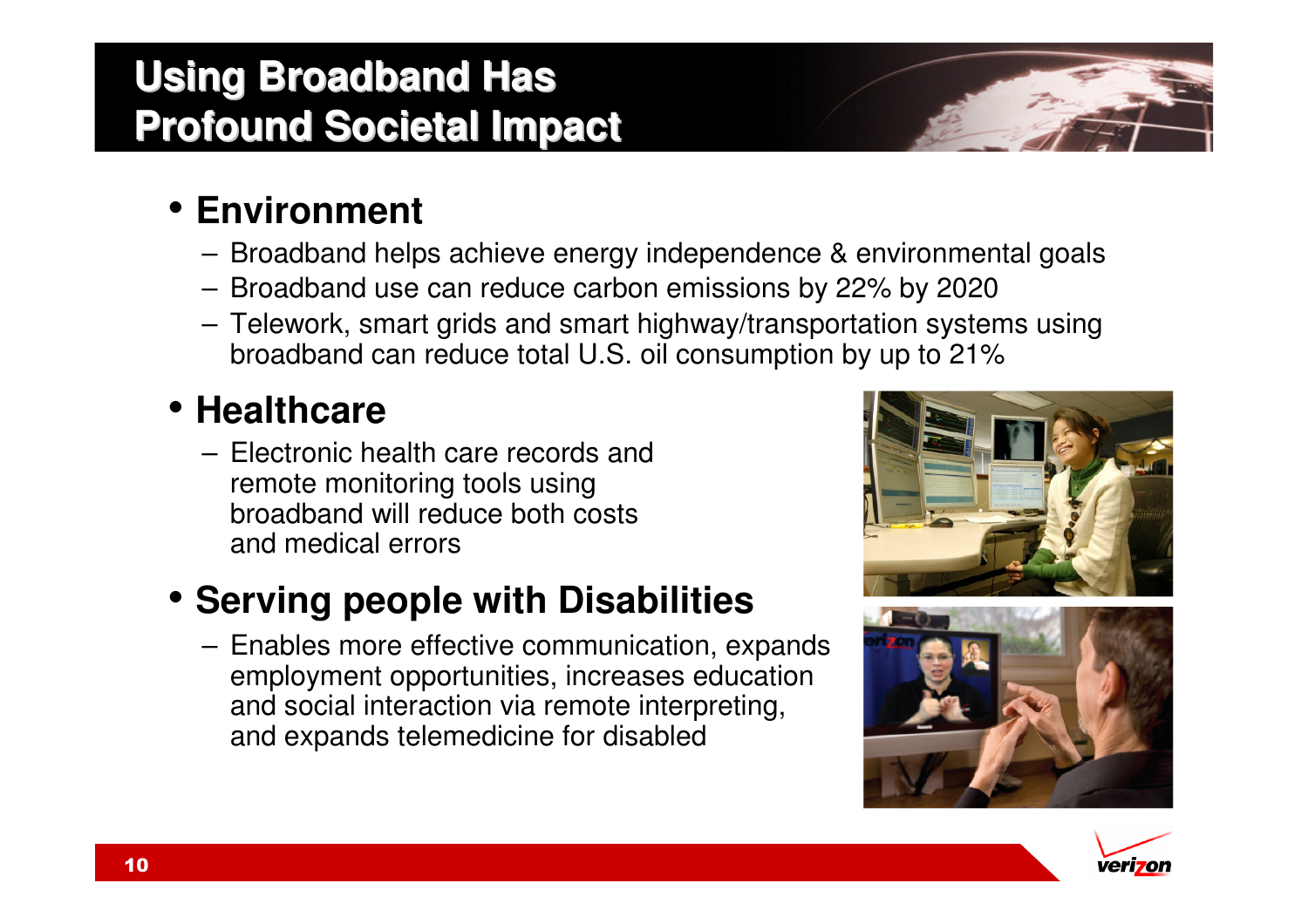# Using Broadband Has Profound Societal Impact

- **Environment**
  - Broadband helps achieve energy independence & environmental goals
  - Broadband use can reduce carbon emissions by 22% by 2020
  - Telework, smart grids and smart highway/transportation systems using broadband can reduce total U.S. oil consumption by up to 21%
- **Healthcare**
  - Electronic health care records and remote monitoring tools using broadband will reduce both costs and medical errors
- **Serving people with Disabilities**
  - Enables more effective communication, expands employment opportunities, increases education and social interaction via remote interpreting, and expands telemedicine for disabled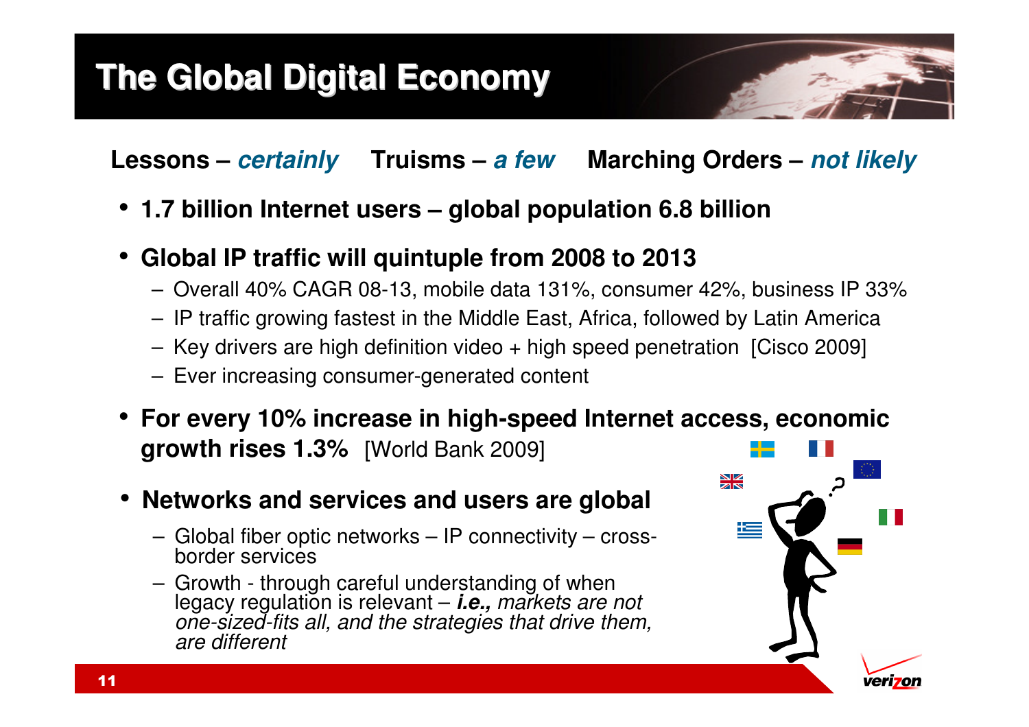# The Global Digital Economy

**Lessons – *certainly*** **Truisms – *a few*** **Marching Orders – *not likely***

- **1.7 billion Internet users – global population 6.8 billion**
- **Global IP traffic will quintuple from 2008 to 2013**
  - Overall 40% CAGR 08-13, mobile data 131%, consumer 42%, business IP 33%
  - IP traffic growing fastest in the Middle East, Africa, followed by Latin America
  - Key drivers are high definition video + high speed penetration [Cisco 2009]
  - Ever increasing consumer-generated content
- **For every 10% increase in high-speed Internet access, economic growth rises 1.3%** [World Bank 2009]
- **Networks and services and users are global**
  - Global fiber optic networks – IP connectivity – cross-border services
  - Growth - through careful understanding of when legacy regulation is relevant – ***i.e.,*** *markets are not one-sized-fits all, and the strategies that drive them, are different*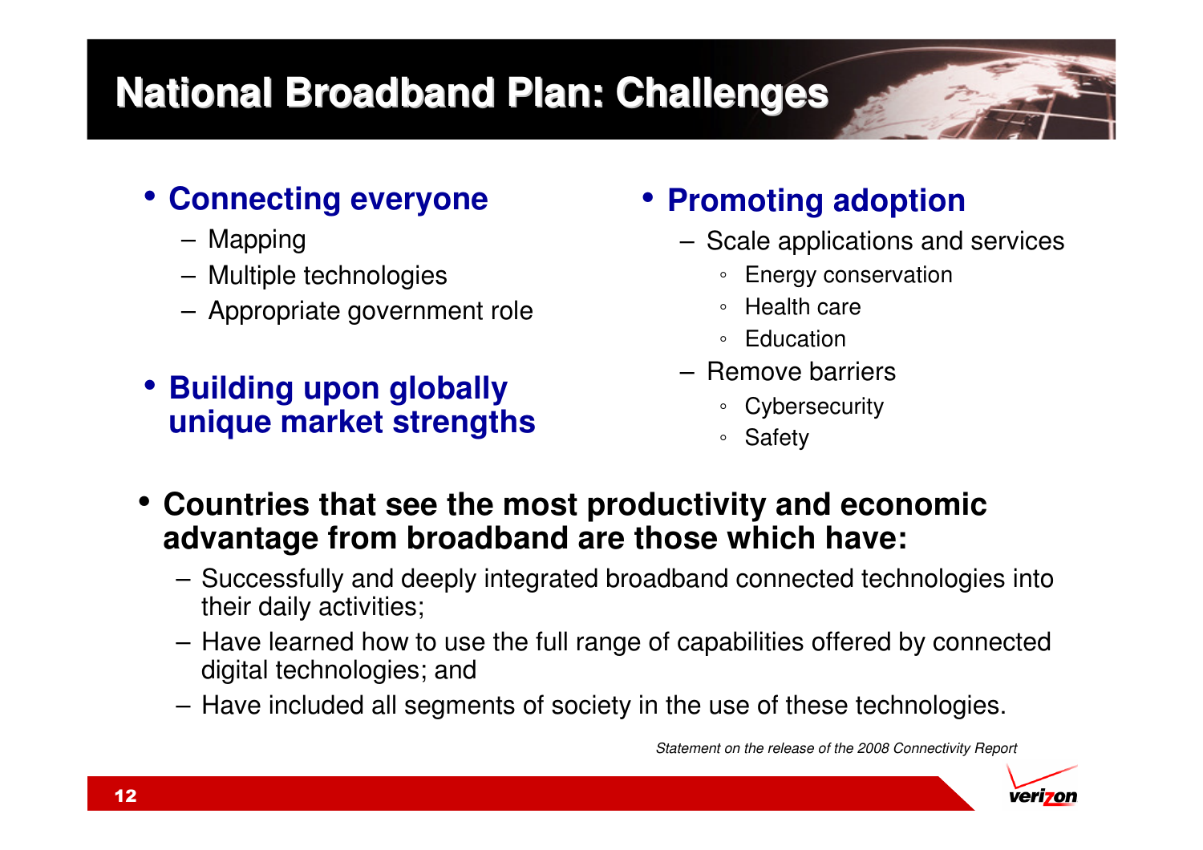# National Broadband Plan: Challenges

- **Connecting everyone**
  - Mapping
  - Multiple technologies
  - Appropriate government role

- **Building upon globally unique market strengths**

- **Promoting adoption**
  - Scale applications and services
    - Energy conservation
    - Health care
    - Education
  - Remove barriers
    - Cybersecurity
    - Safety

- **Countries that see the most productivity and economic advantage from broadband are those which have:**
  - Successfully and deeply integrated broadband connected technologies into their daily activities;
  - Have learned how to use the full range of capabilities offered by connected digital technologies; and
  - Have included all segments of society in the use of these technologies.

*Statement on the release of the 2008 Connectivity Report*